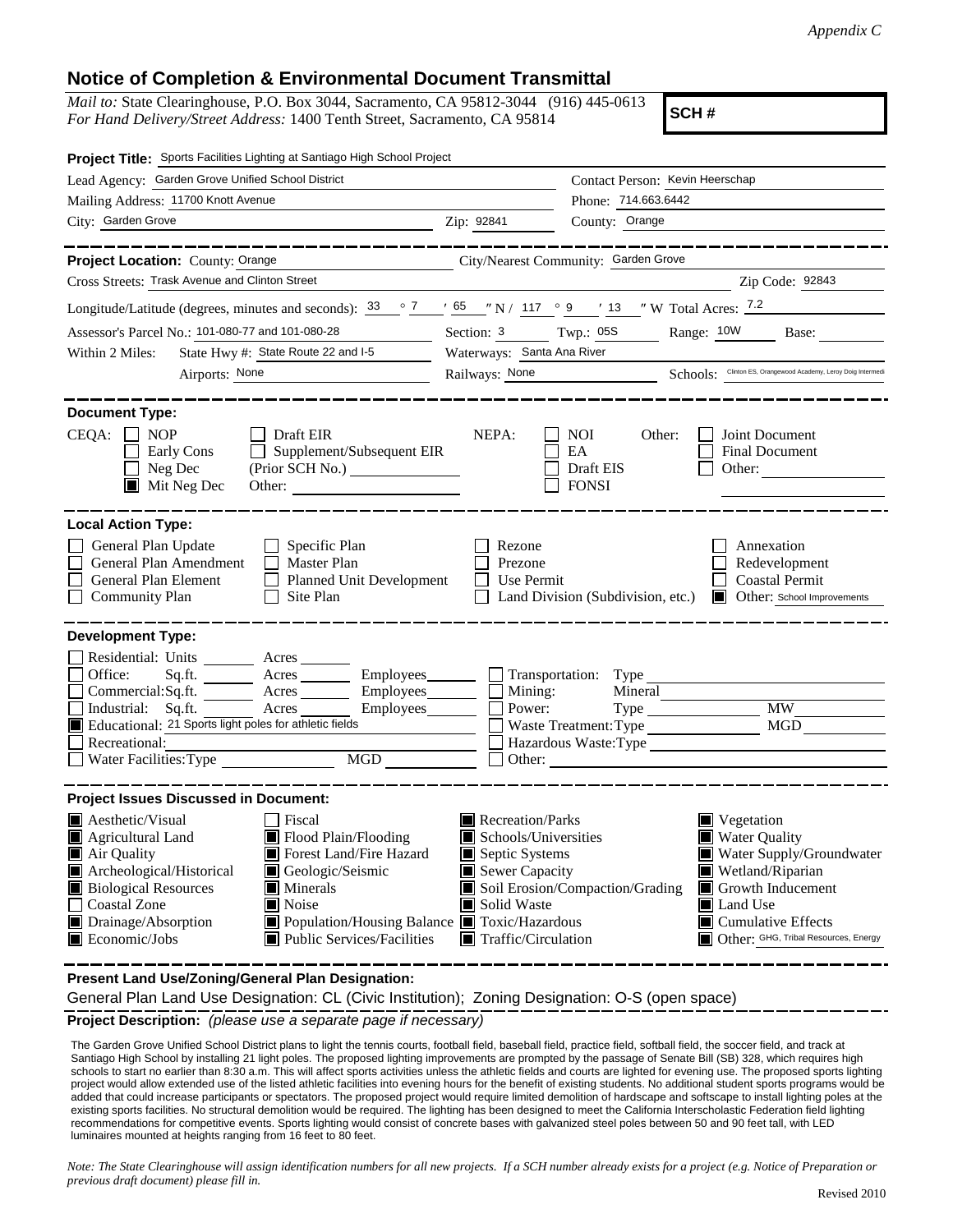*Appendix C*

# Notice of Completion & Environmental Document Transmittal

*Mail to:* State Clearinghouse, P.O. Box 3044, Sacramento, CA 95812-3044 (916) 445-0613
*For Hand Delivery/Street Address:* 1400 Tenth Street, Sacramento, CA 95814

**SCH #**

**Project Title:** Sports Facilities Lighting at Santiago High School Project

Lead Agency: Garden Grove Unified School District
Contact Person: Kevin Heerschap
Mailing Address: 11700 Knott Avenue
Phone: 714.663.6442
City: Garden Grove
Zip: 92841
County: Orange

---

**Project Location:** County: Orange
City/Nearest Community: Garden Grove
Cross Streets: Trask Avenue and Clinton Street
Zip Code: 92843
Longitude/Latitude (degrees, minutes and seconds): 33 ° 7 ′ 65 ″ N / 117 ° 9 ′ 13 ″ W Total Acres: 7.2
Assessor's Parcel No.: 101-080-77 and 101-080-28
Section: 3 Twp.: 05S Range: 10W Base:
Within 2 Miles: State Hwy #: State Route 22 and I-5
Waterways: Santa Ana River
Airports: None
Railways: None
Schools: Clinton ES, Orangewood Academy, Leroy Doig Intermedi

---

**Document Type:**

CEQA:
- [ ] NOP
- [ ] Early Cons
- [ ] Neg Dec
- [x] Mit Neg Dec
- [ ] Draft EIR
- [ ] Supplement/Subsequent EIR (Prior SCH No.)
- Other:

NEPA:
- [ ] NOI
- [ ] EA
- [ ] Draft EIS
- [ ] FONSI

Other:
- [ ] Joint Document
- [ ] Final Document
- [ ] Other:

---

**Local Action Type:**

- [ ] General Plan Update
- [ ] General Plan Amendment
- [ ] General Plan Element
- [ ] Community Plan
- [ ] Specific Plan
- [ ] Master Plan
- [ ] Planned Unit Development
- [ ] Site Plan
- [ ] Rezone
- [ ] Prezone
- [ ] Use Permit
- [ ] Land Division (Subdivision, etc.)
- [ ] Annexation
- [ ] Redevelopment
- [ ] Coastal Permit
- [x] Other: School Improvements

---

**Development Type:**

- [ ] Residential: Units ___ Acres ___
- [ ] Office: Sq.ft. ___ Acres ___ Employees ___
- [ ] Commercial: Sq.ft. ___ Acres ___ Employees ___
- [ ] Industrial: Sq.ft. ___ Acres ___ Employees ___
- [x] Educational: 21 Sports light poles for athletic fields
- [ ] Recreational:
- [ ] Water Facilities: Type ___ MGD ___
- [ ] Transportation: Type
- [ ] Mining: Mineral
- [ ] Power: Type ___ MW
- [ ] Waste Treatment: Type ___ MGD
- [ ] Hazardous Waste: Type
- [ ] Other:

---

**Project Issues Discussed in Document:**

- [x] Aesthetic/Visual
- [x] Agricultural Land
- [x] Air Quality
- [x] Archeological/Historical
- [x] Biological Resources
- [ ] Coastal Zone
- [x] Drainage/Absorption
- [x] Economic/Jobs
- [ ] Fiscal
- [x] Flood Plain/Flooding
- [x] Forest Land/Fire Hazard
- [x] Geologic/Seismic
- [x] Minerals
- [x] Noise
- [x] Population/Housing Balance
- [x] Public Services/Facilities
- [x] Recreation/Parks
- [x] Schools/Universities
- [x] Septic Systems
- [x] Sewer Capacity
- [x] Soil Erosion/Compaction/Grading
- [x] Solid Waste
- [x] Toxic/Hazardous
- [x] Traffic/Circulation
- [x] Vegetation
- [x] Water Quality
- [x] Water Supply/Groundwater
- [x] Wetland/Riparian
- [x] Growth Inducement
- [x] Land Use
- [x] Cumulative Effects
- [x] Other: GHG, Tribal Resources, Energy

---

**Present Land Use/Zoning/General Plan Designation:**

General Plan Land Use Designation: CL (Civic Institution); Zoning Designation: O-S (open space)

---

**Project Description:** *(please use a separate page if necessary)*

The Garden Grove Unified School District plans to light the tennis courts, football field, baseball field, practice field, softball field, the soccer field, and track at Santiago High School by installing 21 light poles. The proposed lighting improvements are prompted by the passage of Senate Bill (SB) 328, which requires high schools to start no earlier than 8:30 a.m. This will affect sports activities unless the athletic fields and courts are lighted for evening use. The proposed sports lighting project would allow extended use of the listed athletic facilities into evening hours for the benefit of existing students. No additional student sports programs would be added that could increase participants or spectators. The proposed project would require limited demolition of hardscape and softscape to install lighting poles at the existing sports facilities. No structural demolition would be required. The lighting has been designed to meet the California Interscholastic Federation field lighting recommendations for competitive events. Sports lighting would consist of concrete bases with galvanized steel poles between 50 and 90 feet tall, with LED luminaires mounted at heights ranging from 16 feet to 80 feet.

*Note: The State Clearinghouse will assign identification numbers for all new projects. If a SCH number already exists for a project (e.g. Notice of Preparation or previous draft document) please fill in.*

Revised 2010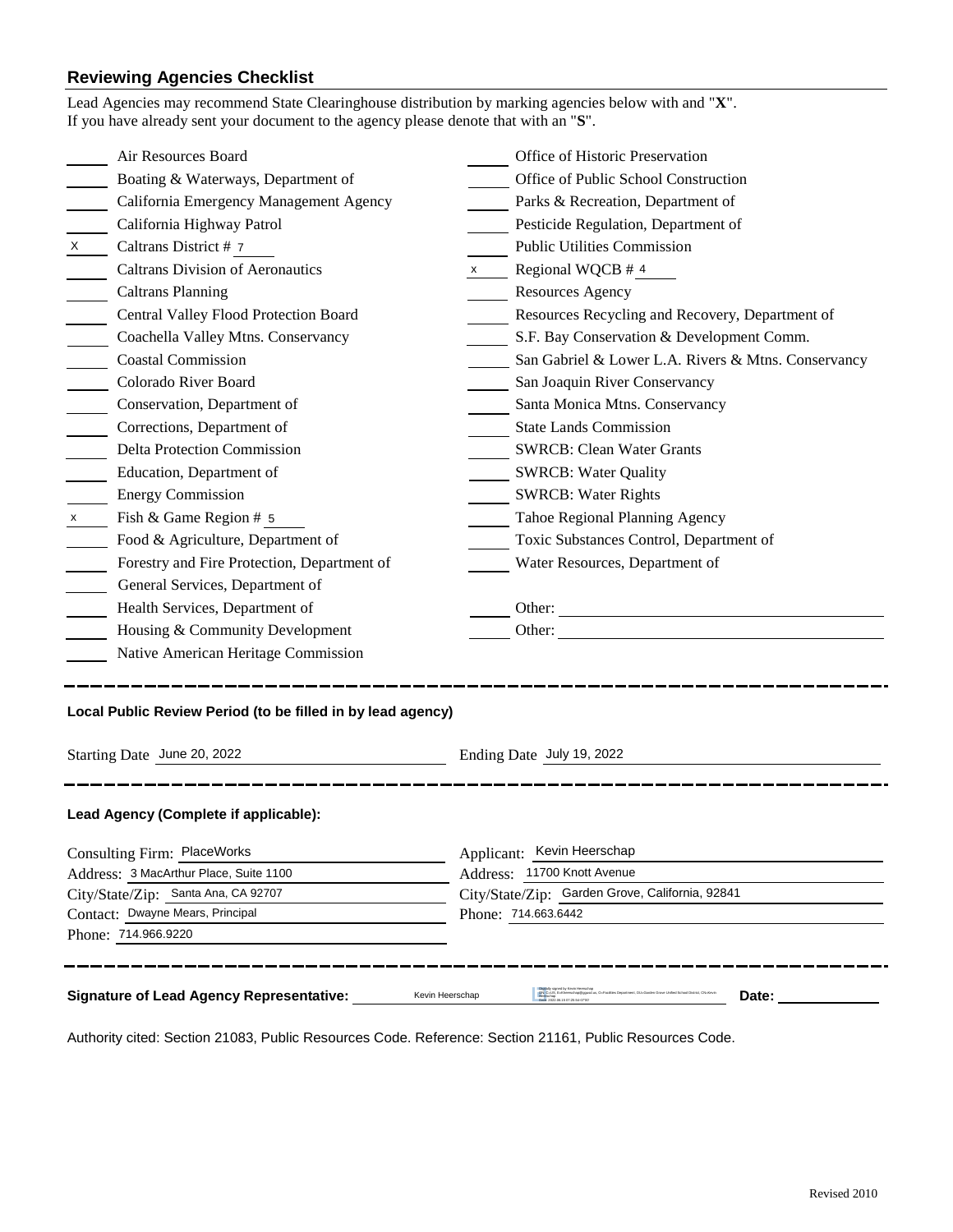## Reviewing Agencies Checklist

Lead Agencies may recommend State Clearinghouse distribution by marking agencies below with and "**X**".
If you have already sent your document to the agency please denote that with an "**S**".

| | | | |
|---|---|---|---|
| | Air Resources Board | | Office of Historic Preservation |
| | Boating & Waterways, Department of | | Office of Public School Construction |
| | California Emergency Management Agency | | Parks & Recreation, Department of |
| | California Highway Patrol | | Pesticide Regulation, Department of |
| X | Caltrans District # 7 | | Public Utilities Commission |
| | Caltrans Division of Aeronautics | x | Regional WQCB # 4 |
| | Caltrans Planning | | Resources Agency |
| | Central Valley Flood Protection Board | | Resources Recycling and Recovery, Department of |
| | Coachella Valley Mtns. Conservancy | | S.F. Bay Conservation & Development Comm. |
| | Coastal Commission | | San Gabriel & Lower L.A. Rivers & Mtns. Conservancy |
| | Colorado River Board | | San Joaquin River Conservancy |
| | Conservation, Department of | | Santa Monica Mtns. Conservancy |
| | Corrections, Department of | | State Lands Commission |
| | Delta Protection Commission | | SWRCB: Clean Water Grants |
| | Education, Department of | | SWRCB: Water Quality |
| | Energy Commission | | SWRCB: Water Rights |
| x | Fish & Game Region # 5 | | Tahoe Regional Planning Agency |
| | Food & Agriculture, Department of | | Toxic Substances Control, Department of |
| | Forestry and Fire Protection, Department of | | Water Resources, Department of |
| | General Services, Department of | | |
| | Health Services, Department of | | Other: |
| | Housing & Community Development | | Other: |
| | Native American Heritage Commission | | |

---

### Local Public Review Period (to be filled in by lead agency)

Starting Date June 20, 2022 Ending Date July 19, 2022

---

### Lead Agency (Complete if applicable):

Consulting Firm: PlaceWorks
Address: 3 MacArthur Place, Suite 1100
City/State/Zip: Santa Ana, CA 92707
Contact: Dwayne Mears, Principal
Phone: 714.966.9220

Applicant: Kevin Heerschap
Address: 11700 Knott Avenue
City/State/Zip: Garden Grove, California, 92841
Phone: 714.663.6442

---

**Signature of Lead Agency Representative:** Kevin Heerschap (Digitally signed by Kevin Heerschap) **Date:**

Authority cited: Section 21083, Public Resources Code. Reference: Section 21161, Public Resources Code.

Revised 2010